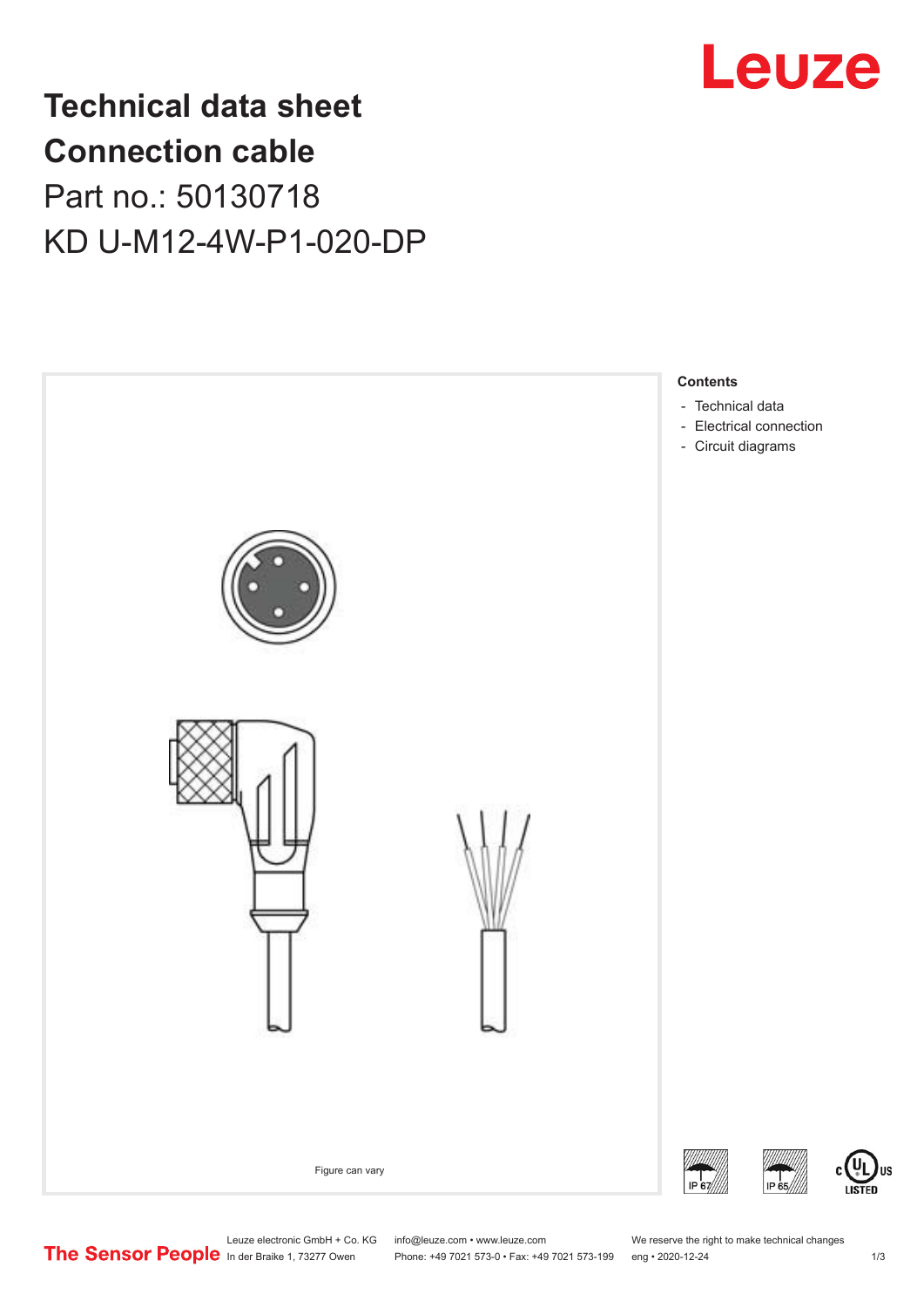# Technical data sheet
# Connection cable

## Part no.: 50130718

## KD U-M12-4W-P1-020-DP

Figure can vary

**Contents**

- Technical data
- Electrical connection
- Circuit diagrams

IP 67

IP 65

c UL US LISTED

Leuze electronic GmbH + Co. KG
In der Braike 1, 73277 Owen

info@leuze.com • www.leuze.com
Phone: +49 7021 573-0 • Fax: +49 7021 573-199

We reserve the right to make technical changes
eng • 2020-12-24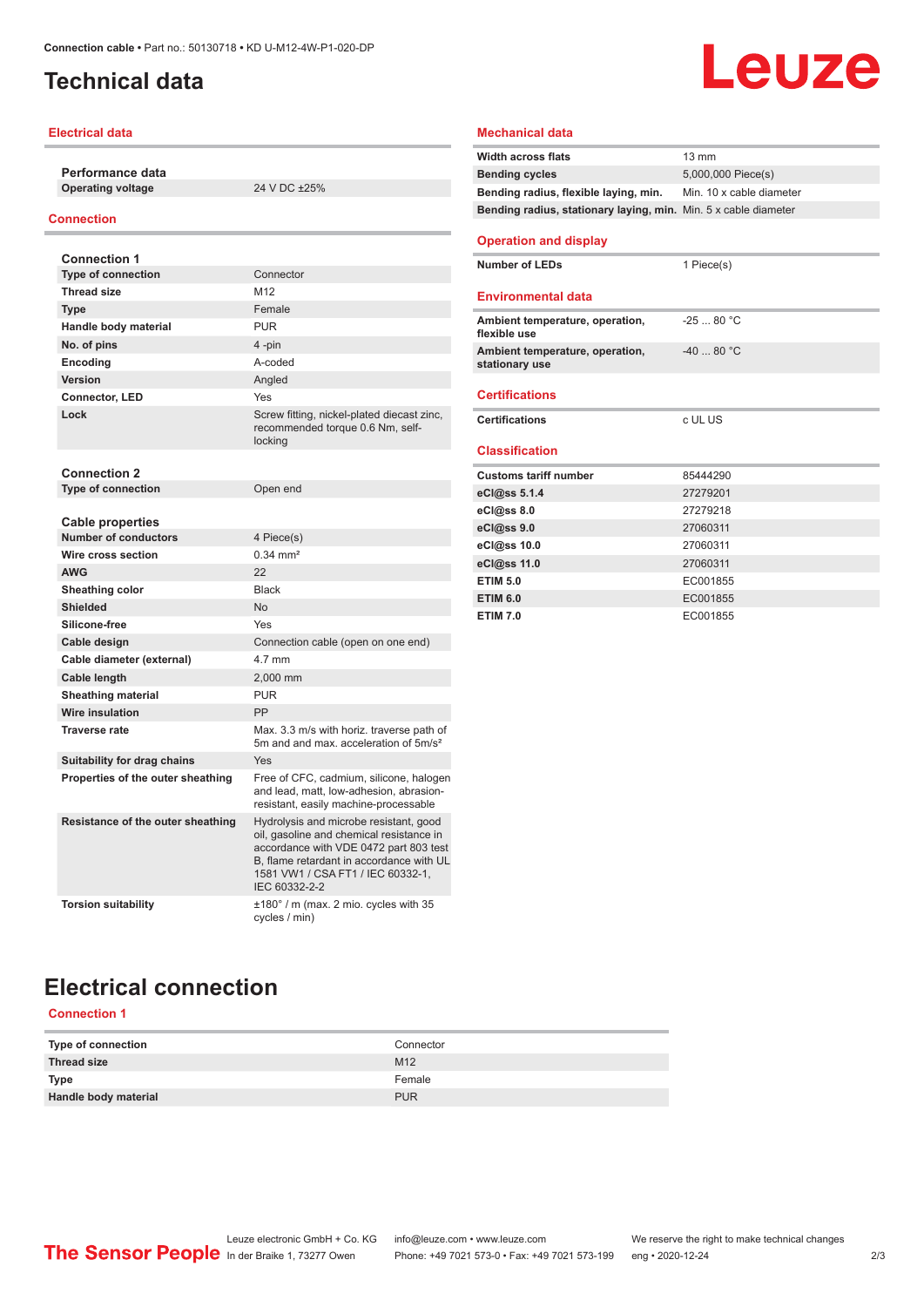# Technical data

## Electrical data

| | |
|---|---|
| **Performance data** | |
| **Operating voltage** | 24 V DC ±25% |

## Connection

| | |
|---|---|
| **Connection 1** | |
| **Type of connection** | Connector |
| **Thread size** | M12 |
| **Type** | Female |
| **Handle body material** | PUR |
| **No. of pins** | 4 -pin |
| **Encoding** | A-coded |
| **Version** | Angled |
| **Connector, LED** | Yes |
| **Lock** | Screw fitting, nickel-plated diecast zinc, recommended torque 0.6 Nm, self-locking |

| | |
|---|---|
| **Connection 2** | |
| **Type of connection** | Open end |

| | |
|---|---|
| **Cable properties** | |
| **Number of conductors** | 4 Piece(s) |
| **Wire cross section** | 0.34 mm² |
| **AWG** | 22 |
| **Sheathing color** | Black |
| **Shielded** | No |
| **Silicone-free** | Yes |
| **Cable design** | Connection cable (open on one end) |
| **Cable diameter (external)** | 4.7 mm |
| **Cable length** | 2,000 mm |
| **Sheathing material** | PUR |
| **Wire insulation** | PP |
| **Traverse rate** | Max. 3.3 m/s with horiz. traverse path of 5m and and max. acceleration of 5m/s² |
| **Suitability for drag chains** | Yes |
| **Properties of the outer sheathing** | Free of CFC, cadmium, silicone, halogen and lead, matt, low-adhesion, abrasion-resistant, easily machine-processable |
| **Resistance of the outer sheathing** | Hydrolysis and microbe resistant, good oil, gasoline and chemical resistance in accordance with VDE 0472 part 803 test B, flame retardant in accordance with UL 1581 VW1 / CSA FT1 / IEC 60332-1, IEC 60332-2-2 |
| **Torsion suitability** | ±180° / m (max. 2 mio. cycles with 35 cycles / min) |

## Mechanical data

| | |
|---|---|
| **Width across flats** | 13 mm |
| **Bending cycles** | 5,000,000 Piece(s) |
| **Bending radius, flexible laying, min.** | Min. 10 x cable diameter |
| **Bending radius, stationary laying, min.** | Min. 5 x cable diameter |

## Operation and display

| | |
|---|---|
| **Number of LEDs** | 1 Piece(s) |

## Environmental data

| | |
|---|---|
| **Ambient temperature, operation, flexible use** | -25 ... 80 °C |
| **Ambient temperature, operation, stationary use** | -40 ... 80 °C |

## Certifications

| | |
|---|---|
| **Certifications** | c UL US |

## Classification

| | |
|---|---|
| **Customs tariff number** | 85444290 |
| **eCl@ss 5.1.4** | 27279201 |
| **eCl@ss 8.0** | 27279218 |
| **eCl@ss 9.0** | 27060311 |
| **eCl@ss 10.0** | 27060311 |
| **eCl@ss 11.0** | 27060311 |
| **ETIM 5.0** | EC001855 |
| **ETIM 6.0** | EC001855 |
| **ETIM 7.0** | EC001855 |

# Electrical connection

## Connection 1

| | |
|---|---|
| **Type of connection** | Connector |
| **Thread size** | M12 |
| **Type** | Female |
| **Handle body material** | PUR |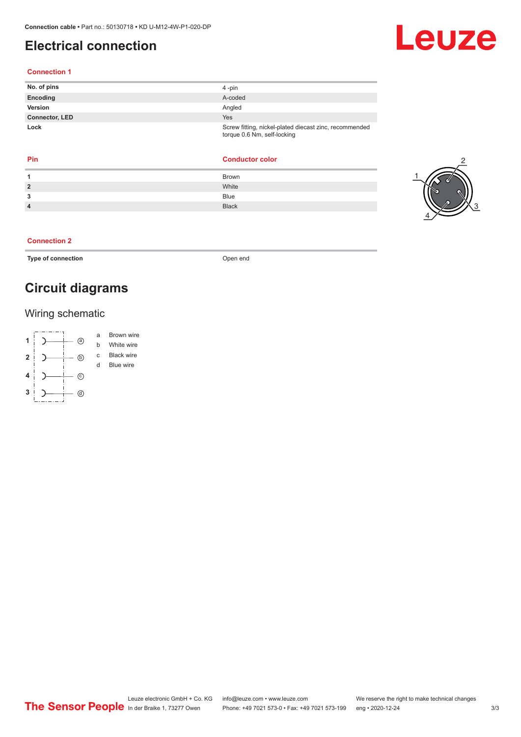# Electrical connection

### Connection 1

| | |
|---|---|
| No. of pins | 4 -pin |
| Encoding | A-coded |
| Version | Angled |
| Connector, LED | Yes |
| Lock | Screw fitting, nickel-plated diecast zinc, recommended torque 0.6 Nm, self-locking |

| Pin | Conductor color |
|---|---|
| 1 | Brown |
| 2 | White |
| 3 | Blue |
| 4 | Black |

1
2
3
4

### Connection 2

| | |
|---|---|
| Type of connection | Open end |

# Circuit diagrams

## Wiring schematic

1
2
4
3
a
b
c
d

| | |
|---|---|
| a | Brown wire |
| b | White wire |
| c | Black wire |
| d | Blue wire |